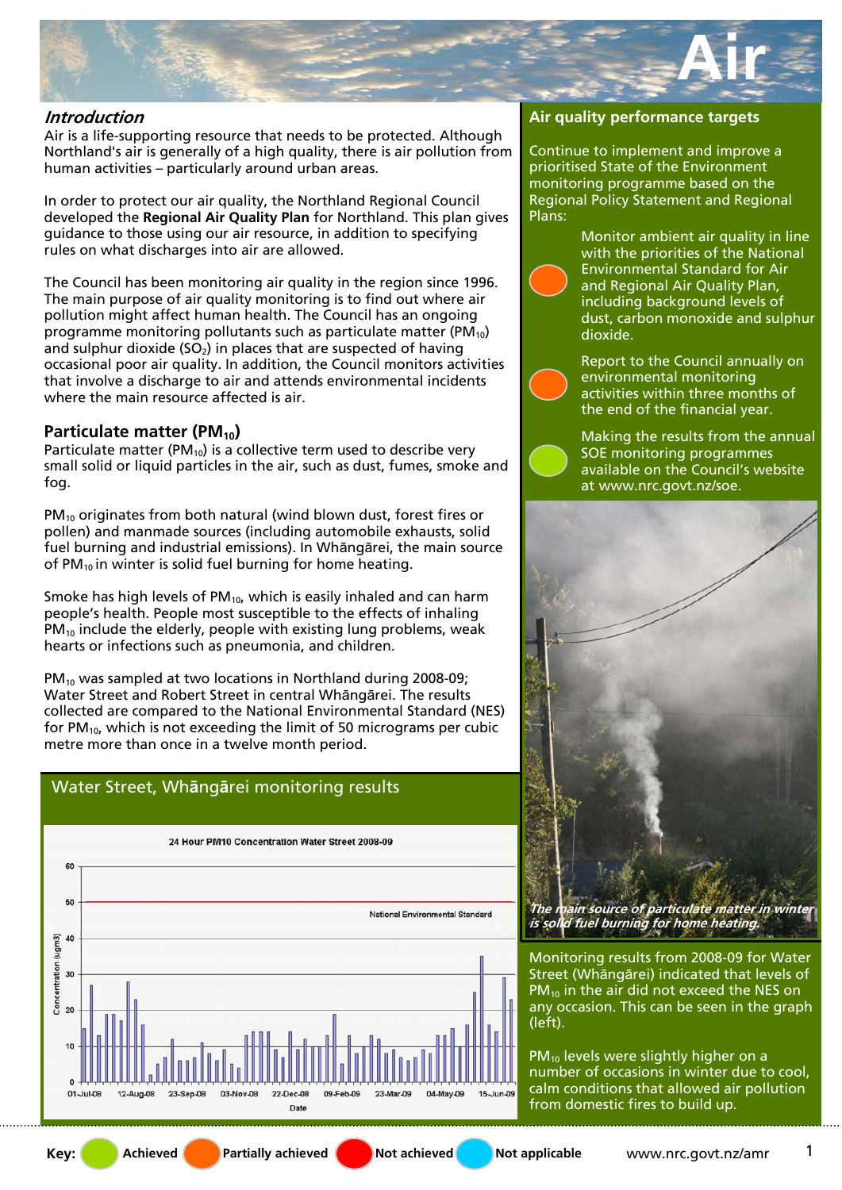# Air

## *Introduction*

Air is a life-supporting resource that needs to be protected. Although Northland's air is generally of a high quality, there is air pollution from human activities – particularly around urban areas.

In order to protect our air quality, the Northland Regional Council developed the **Regional Air Quality Plan** for Northland. This plan gives guidance to those using our air resource, in addition to specifying rules on what discharges into air are allowed.

The Council has been monitoring air quality in the region since 1996. The main purpose of air quality monitoring is to find out where air pollution might affect human health. The Council has an ongoing programme monitoring pollutants such as particulate matter ($PM_{10}$) and sulphur dioxide ($SO_2$) in places that are suspected of having occasional poor air quality. In addition, the Council monitors activities that involve a discharge to air and attends environmental incidents where the main resource affected is air.

### Particulate matter ($PM_{10}$)

Particulate matter ($PM_{10}$) is a collective term used to describe very small solid or liquid particles in the air, such as dust, fumes, smoke and fog.

$PM_{10}$ originates from both natural (wind blown dust, forest fires or pollen) and manmade sources (including automobile exhausts, solid fuel burning and industrial emissions). In Whāngārei, the main source of $PM_{10}$ in winter is solid fuel burning for home heating.

Smoke has high levels of $PM_{10}$, which is easily inhaled and can harm people's health. People most susceptible to the effects of inhaling $PM_{10}$ include the elderly, people with existing lung problems, weak hearts or infections such as pneumonia, and children.

$PM_{10}$ was sampled at two locations in Northland during 2008-09; Water Street and Robert Street in central Whāngārei. The results collected are compared to the National Environmental Standard (NES) for $PM_{10}$, which is not exceeding the limit of 50 micrograms per cubic metre more than once in a twelve month period.

### Water Street, Whāngārei monitoring results

24 Hour PM10 Concentration Water Street 2008-09

(Chart: Concentration (ugm3) vs Date, 01-Jul-08 to 15-Jun-09, with National Environmental Standard line at 50)

## Air quality performance targets

Continue to implement and improve a prioritised State of the Environment monitoring programme based on the Regional Policy Statement and Regional Plans:

- (Partially achieved) Monitor ambient air quality in line with the priorities of the National Environmental Standard for Air and Regional Air Quality Plan, including background levels of dust, carbon monoxide and sulphur dioxide.
- (Partially achieved) Report to the Council annually on environmental monitoring activities within three months of the end of the financial year.
- (Achieved) Making the results from the annual SOE monitoring programmes available on the Council's website at www.nrc.govt.nz/soe.

*The main source of particulate matter in winter is solid fuel burning for home heating.*

Monitoring results from 2008-09 for Water Street (Whāngārei) indicated that levels of $PM_{10}$ in the air did not exceed the NES on any occasion. This can be seen in the graph (left).

$PM_{10}$ levels were slightly higher on a number of occasions in winter due to cool, calm conditions that allowed air pollution from domestic fires to build up.

**Key:** Achieved | Partially achieved | Not achieved | Not applicable

www.nrc.govt.nz/amr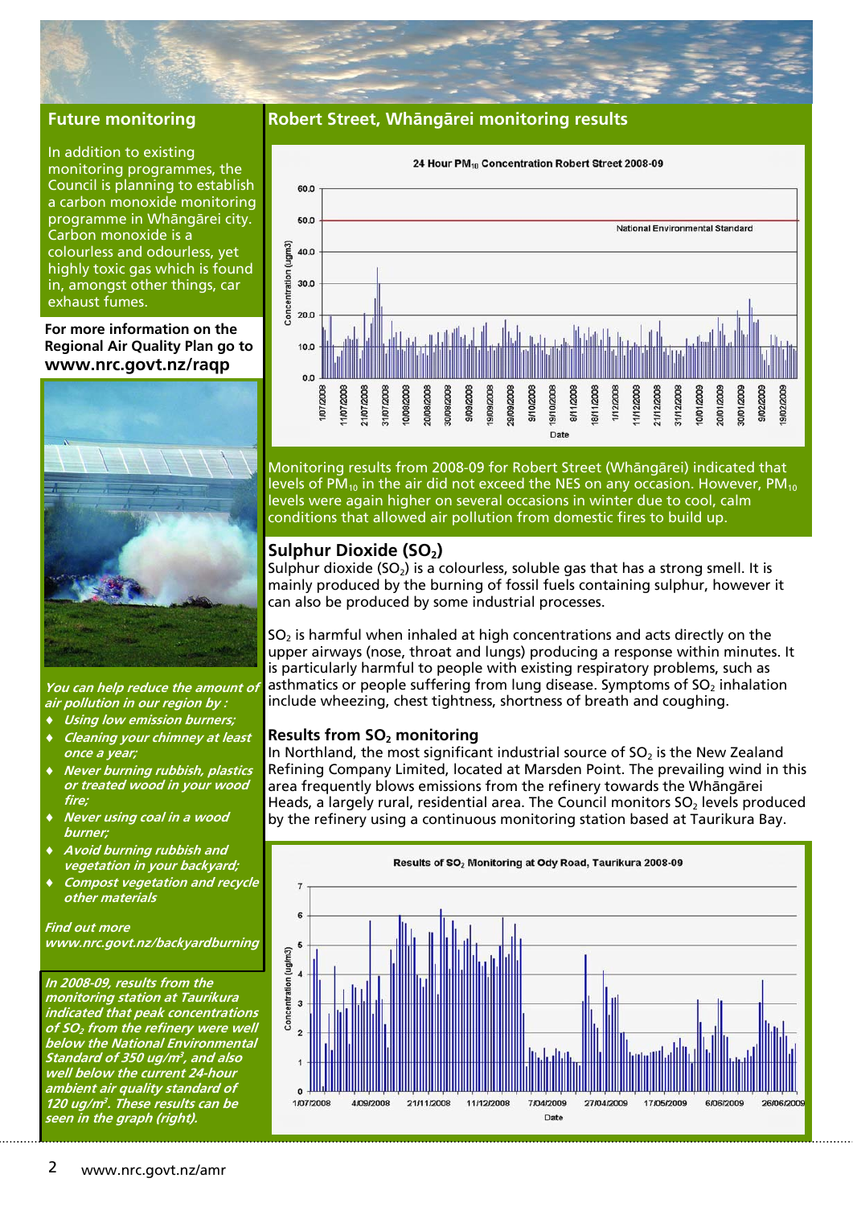## Future monitoring

In addition to existing monitoring programmes, the Council is planning to establish a carbon monoxide monitoring programme in Whāngārei city. Carbon monoxide is a colourless and odourless, yet highly toxic gas which is found in, amongst other things, car exhaust fumes.

**For more information on the Regional Air Quality Plan go to www.nrc.govt.nz/raqp**

*You can help reduce the amount of air pollution in our region by :*

- *Using low emission burners;*
- *Cleaning your chimney at least once a year;*
- *Never burning rubbish, plastics or treated wood in your wood fire;*
- *Never using coal in a wood burner;*
- *Avoid burning rubbish and vegetation in your backyard;*
- *Compost vegetation and recycle other materials*

*Find out more www.nrc.govt.nz/backyardburning*

*In 2008-09, results from the monitoring station at Taurikura indicated that peak concentrations of $SO_2$ from the refinery were well below the National Environmental Standard of 350 ug/m³, and also well below the current 24-hour ambient air quality standard of 120 ug/m³. These results can be seen in the graph (right).*

## Robert Street, Whāngārei monitoring results

24 Hour $PM_{10}$ Concentration Robert Street 2008-09

Concentration (ugm3)

60.0
50.0
40.0
30.0
20.0
10.0
0.0

National Environmental Standard

1/07/2008, 11/07/2008, 21/07/2008, 31/07/2008, 10/08/2008, 20/08/2008, 30/08/2008, 9/09/2008, 19/09/2008, 29/09/2008, 9/10/2008, 19/10/2008, 8/11/2008, 18/11/2008, 1/12/2008, 11/12/2008, 21/12/2008, 31/12/2008, 10/01/2009, 20/01/2009, 30/01/2009, 9/02/2009, 19/02/2009

Date

Monitoring results from 2008-09 for Robert Street (Whāngārei) indicated that levels of $PM_{10}$ in the air did not exceed the NES on any occasion. However, $PM_{10}$ levels were again higher on several occasions in winter due to cool, calm conditions that allowed air pollution from domestic fires to build up.

### Sulphur Dioxide ($SO_2$)

Sulphur dioxide ($SO_2$) is a colourless, soluble gas that has a strong smell. It is mainly produced by the burning of fossil fuels containing sulphur, however it can also be produced by some industrial processes.

$SO_2$ is harmful when inhaled at high concentrations and acts directly on the upper airways (nose, throat and lungs) producing a response within minutes. It is particularly harmful to people with existing respiratory problems, such as asthmatics or people suffering from lung disease. Symptoms of $SO_2$ inhalation include wheezing, chest tightness, shortness of breath and coughing.

### Results from $SO_2$ monitoring

In Northland, the most significant industrial source of $SO_2$ is the New Zealand Refining Company Limited, located at Marsden Point. The prevailing wind in this area frequently blows emissions from the refinery towards the Whāngārei Heads, a largely rural, residential area. The Council monitors $SO_2$ levels produced by the refinery using a continuous monitoring station based at Taurikura Bay.

Results of $SO_2$ Monitoring at Ody Road, Taurikura 2008-09

Concentration (ug/m3)

7
6
5
4
3
2
1
0

1/07/2008, 4/09/2008, 21/11/2008, 11/12/2008, 7/04/2009, 27/04/2009, 17/05/2009, 6/06/2009, 26/06/2009

Date